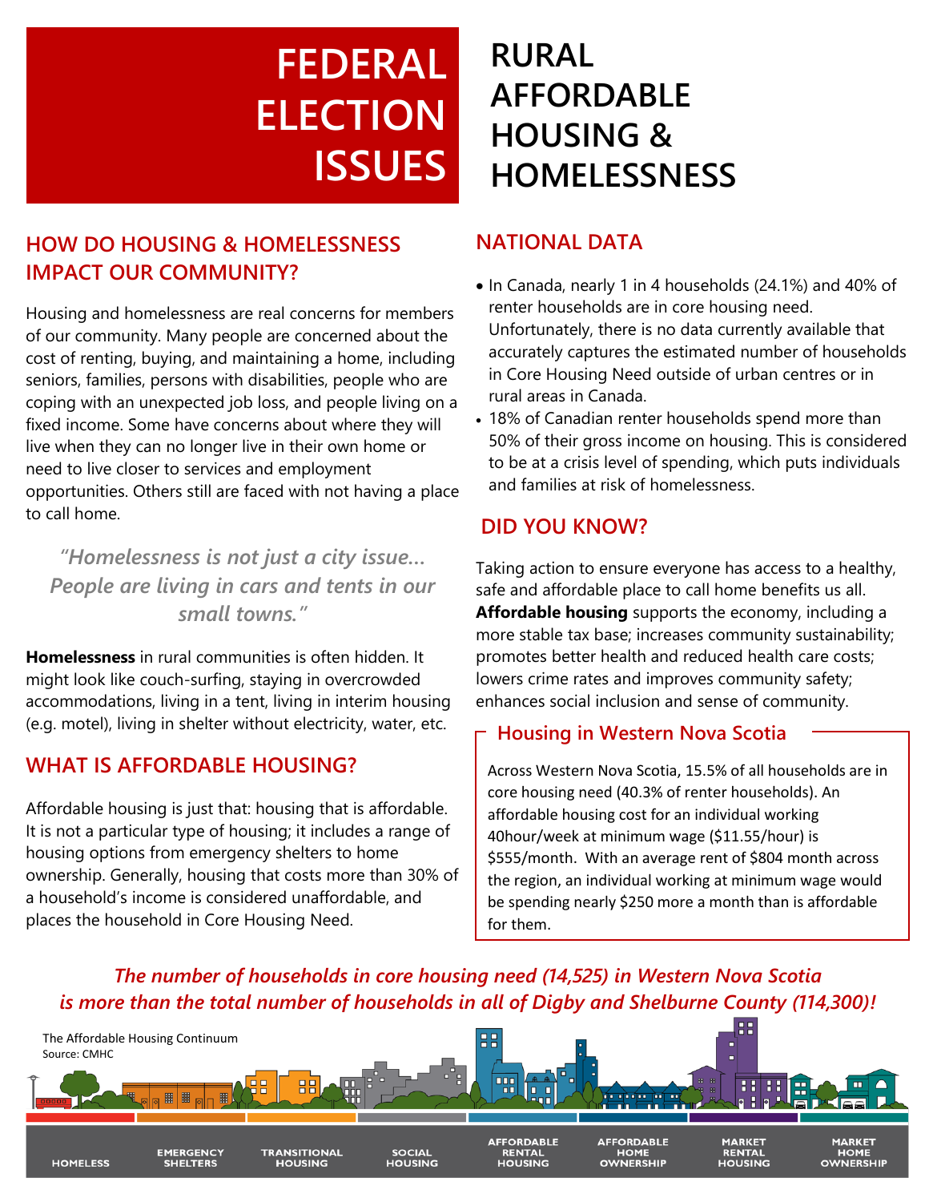# FEDERAL ELECTION ISSUES

# RURAL AFFORDABLE HOUSING & HOMELESSNESS

## HOW DO HOUSING & HOMELESSNESS IMPACT OUR COMMUNITY?

Housing and homelessness are real concerns for members of our community. Many people are concerned about the cost of renting, buying, and maintaining a home, including seniors, families, persons with disabilities, people who are coping with an unexpected job loss, and people living on a fixed income. Some have concerns about where they will live when they can no longer live in their own home or need to live closer to services and employment opportunities. Others still are faced with not having a place to call home.

> *"Homelessness is not just a city issue… People are living in cars and tents in our small towns."*

**Homelessness** in rural communities is often hidden. It might look like couch-surfing, staying in overcrowded accommodations, living in a tent, living in interim housing (e.g. motel), living in shelter without electricity, water, etc.

## WHAT IS AFFORDABLE HOUSING?

Affordable housing is just that: housing that is affordable. It is not a particular type of housing; it includes a range of housing options from emergency shelters to home ownership. Generally, housing that costs more than 30% of a household's income is considered unaffordable, and places the household in Core Housing Need.

## NATIONAL DATA

- In Canada, nearly 1 in 4 households (24.1%) and 40% of renter households are in core housing need. Unfortunately, there is no data currently available that accurately captures the estimated number of households in Core Housing Need outside of urban centres or in rural areas in Canada.
- 18% of Canadian renter households spend more than 50% of their gross income on housing. This is considered to be at a crisis level of spending, which puts individuals and families at risk of homelessness.

## DID YOU KNOW?

Taking action to ensure everyone has access to a healthy, safe and affordable place to call home benefits us all. **Affordable housing** supports the economy, including a more stable tax base; increases community sustainability; promotes better health and reduced health care costs; lowers crime rates and improves community safety; enhances social inclusion and sense of community.

### Housing in Western Nova Scotia

Across Western Nova Scotia, 15.5% of all households are in core housing need (40.3% of renter households). An affordable housing cost for an individual working 40hour/week at minimum wage ($11.55/hour) is $555/month. With an average rent of $804 month across the region, an individual working at minimum wage would be spending nearly $250 more a month than is affordable for them.

***The number of households in core housing need (14,525) in Western Nova Scotia is more than the total number of households in all of Digby and Shelburne County (114,300)!***

The Affordable Housing Continuum
Source: CMHC

HOMELESS | EMERGENCY SHELTERS | TRANSITIONAL HOUSING | SOCIAL HOUSING | AFFORDABLE RENTAL HOUSING | AFFORDABLE HOME OWNERSHIP | MARKET RENTAL HOUSING | MARKET HOME OWNERSHIP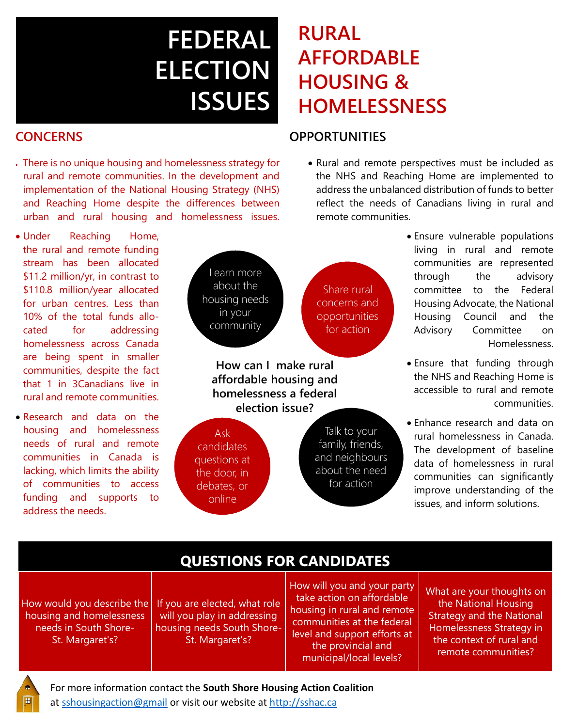# FEDERAL ELECTION ISSUES

# RURAL AFFORDABLE HOUSING & HOMELESSNESS

## CONCERNS

- There is no unique housing and homelessness strategy for rural and remote communities. In the development and implementation of the National Housing Strategy (NHS) and Reaching Home despite the differences between urban and rural housing and homelessness issues.
- Under Reaching Home, the rural and remote funding stream has been allocated $11.2 million/yr, in contrast to $110.8 million/year allocated for urban centres. Less than 10% of the total funds allocated for addressing homelessness across Canada are being spent in smaller communities, despite the fact that 1 in 3Canadians live in rural and remote communities.
- Research and data on the housing and homelessness needs of rural and remote communities in Canada is lacking, which limits the ability of communities to access funding and supports to address the needs.

## OPPORTUNITIES

- Rural and remote perspectives must be included as the NHS and Reaching Home are implemented to address the unbalanced distribution of funds to better reflect the needs of Canadians living in rural and remote communities.
- Ensure vulnerable populations living in rural and remote communities are represented through the advisory committee to the Federal Housing Advocate, the National Housing Council and the Advisory Committee on Homelessness.
- Ensure that funding through the NHS and Reaching Home is accessible to rural and remote communities.
- Enhance research and data on rural homelessness in Canada. The development of baseline data of homelessness in rural communities can significantly improve understanding of the issues, and inform solutions.

**How can I make rural affordable housing and homelessness a federal election issue?**

- Learn more about the housing needs in your community
- Share rural concerns and opportunities for action
- Ask candidates questions at the door, in debates, or online
- Talk to your family, friends, and neighbours about the need for action

## QUESTIONS FOR CANDIDATES

| | | | |
|---|---|---|---|
| How would you describe the housing and homelessness needs in South Shore-St. Margaret's? | If you are elected, what role will you play in addressing housing needs South Shore-St. Margaret's? | How will you and your party take action on affordable housing in rural and remote communities at the federal level and support efforts at the provincial and municipal/local levels? | What are your thoughts on the National Housing Strategy and the National Homelessness Strategy in the context of rural and remote communities? |

For more information contact the **South Shore Housing Action Coalition** at sshousingaction@gmail or visit our website at http://sshac.ca